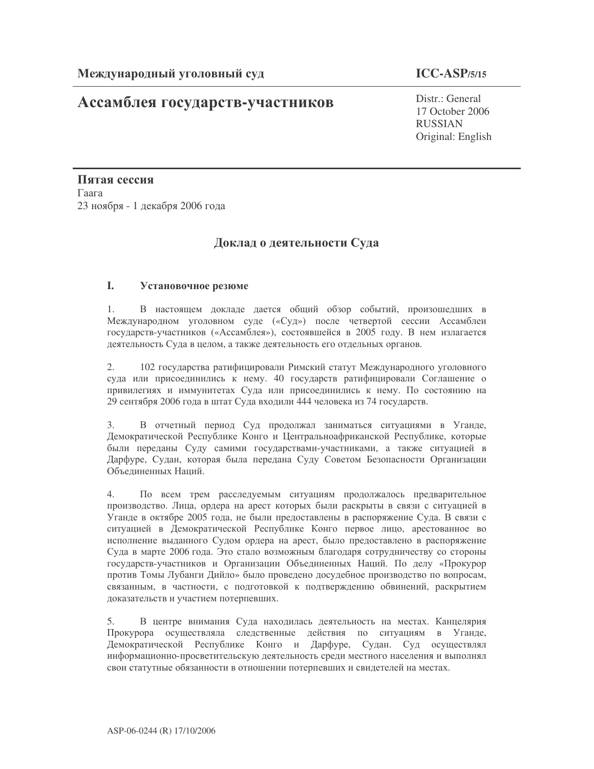**Международный уголовный суд** **ICC-ASP/5/15**

# Ассамблея государств-участников

Distr.: General
17 October 2006
RUSSIAN
Original: English

**Пятая сессия**
Гаага
23 ноября - 1 декабря 2006 года

## Доклад о деятельности Суда

### I. Установочное резюме

1. В настоящем докладе дается общий обзор событий, произошедших в Международном уголовном суде («Суд») после четвертой сессии Ассамблеи государств-участников («Ассамблея»), состоявшейся в 2005 году. В нем излагается деятельность Суда в целом, а также деятельность его отдельных органов.

2. 102 государства ратифицировали Римский статут Международного уголовного суда или присоединились к нему. 40 государств ратифицировали Соглашение о привилегиях и иммунитетах Суда или присоединились к нему. По состоянию на 29 сентября 2006 года в штат Суда входили 444 человека из 74 государств.

3. В отчетный период Суд продолжал заниматься ситуациями в Уганде, Демократической Республике Конго и Центральноафриканской Республике, которые были переданы Суду самими государствами-участниками, а также ситуацией в Дарфуре, Судан, которая была передана Суду Советом Безопасности Организации Объединенных Наций.

4. По всем трем расследуемым ситуациям продолжалось предварительное производство. Лица, ордера на арест которых были раскрыты в связи с ситуацией в Уганде в октябре 2005 года, не были предоставлены в распоряжение Суда. В связи с ситуацией в Демократической Республике Конго первое лицо, арестованное во исполнение выданного Судом ордера на арест, было предоставлено в распоряжение Суда в марте 2006 года. Это стало возможным благодаря сотрудничеству со стороны государств-участников и Организации Объединенных Наций. По делу «Прокурор против Томы Лубанги Дийло» было проведено досудебное производство по вопросам, связанным, в частности, с подготовкой к подтверждению обвинений, раскрытием доказательств и участием потерпевших.

5. В центре внимания Суда находилась деятельность на местах. Канцелярия Прокурора осуществляла следственные действия по ситуациям в Уганде, Демократической Республике Конго и Дарфуре, Судан. Суд осуществлял информационно-просветительскую деятельность среди местного населения и выполнял свои статутные обязанности в отношении потерпевших и свидетелей на местах.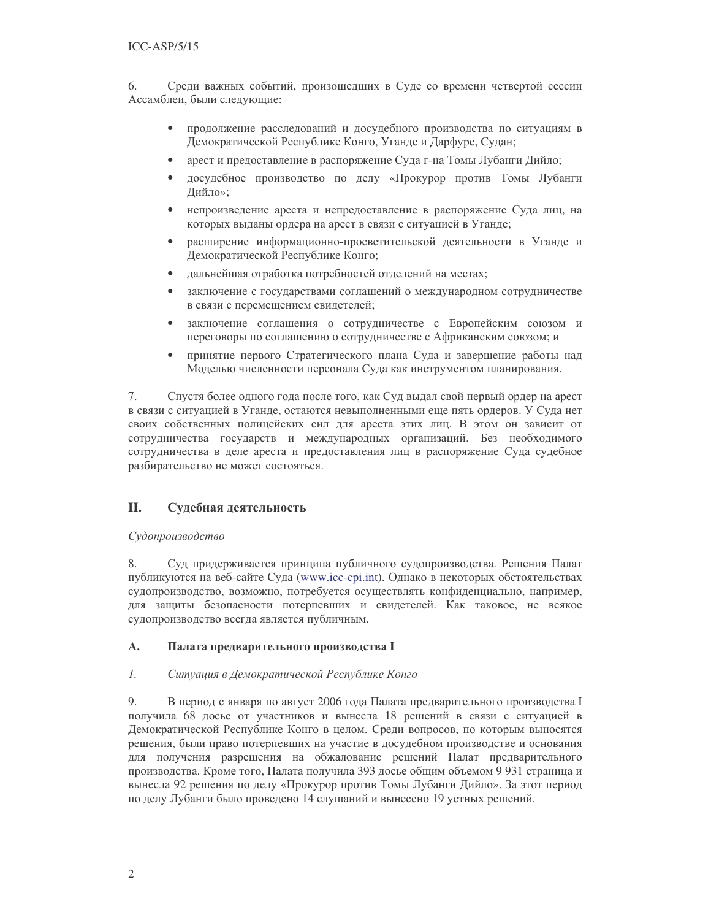6. Среди важных событий, произошедших в Суде со времени четвертой сессии Ассамблеи, были следующие:

- продолжение расследований и досудебного производства по ситуациям в Демократической Республике Конго, Уганде и Дарфуре, Судан;
- арест и предоставление в распоряжение Суда г-на Томы Лубанги Дийло;
- досудебное производство по делу «Прокурор против Томы Лубанги Дийло»;
- непроизведение ареста и непредоставление в распоряжение Суда лиц, на которых выданы ордера на арест в связи с ситуацией в Уганде;
- расширение информационно-просветительской деятельности в Уганде и Демократической Республике Конго;
- дальнейшая отработка потребностей отделений на местах;
- заключение с государствами соглашений о международном сотрудничестве в связи с перемещением свидетелей;
- заключение соглашения о сотрудничестве с Европейским союзом и переговоры по соглашению о сотрудничестве с Африканским союзом; и
- принятие первого Стратегического плана Суда и завершение работы над Моделью численности персонала Суда как инструментом планирования.

7. Спустя более одного года после того, как Суд выдал свой первый ордер на арест в связи с ситуацией в Уганде, остаются невыполненными еще пять ордеров. У Суда нет своих собственных полицейских сил для ареста этих лиц. В этом он зависит от сотрудничества государств и международных организаций. Без необходимого сотрудничества в деле ареста и предоставления лиц в распоряжение Суда судебное разбирательство не может состояться.

## II. Судебная деятельность

*Судопроизводство*

8. Суд придерживается принципа публичного судопроизводства. Решения Палат публикуются на веб-сайте Суда (www.icc-cpi.int). Однако в некоторых обстоятельствах судопроизводство, возможно, потребуется осуществлять конфиденциально, например, для защиты безопасности потерпевших и свидетелей. Как таковое, не всякое судопроизводство всегда является публичным.

### A. Палата предварительного производства I

#### *1. Ситуация в Демократической Республике Конго*

9. В период с января по август 2006 года Палата предварительного производства I получила 68 досье от участников и вынесла 18 решений в связи с ситуацией в Демократической Республике Конго в целом. Среди вопросов, по которым выносятся решения, были право потерпевших на участие в досудебном производстве и основания для получения разрешения на обжалование решений Палат предварительного производства. Кроме того, Палата получила 393 досье общим объемом 9 931 страница и вынесла 92 решения по делу «Прокурор против Томы Лубанги Дийло». За этот период по делу Лубанги было проведено 14 слушаний и вынесено 19 устных решений.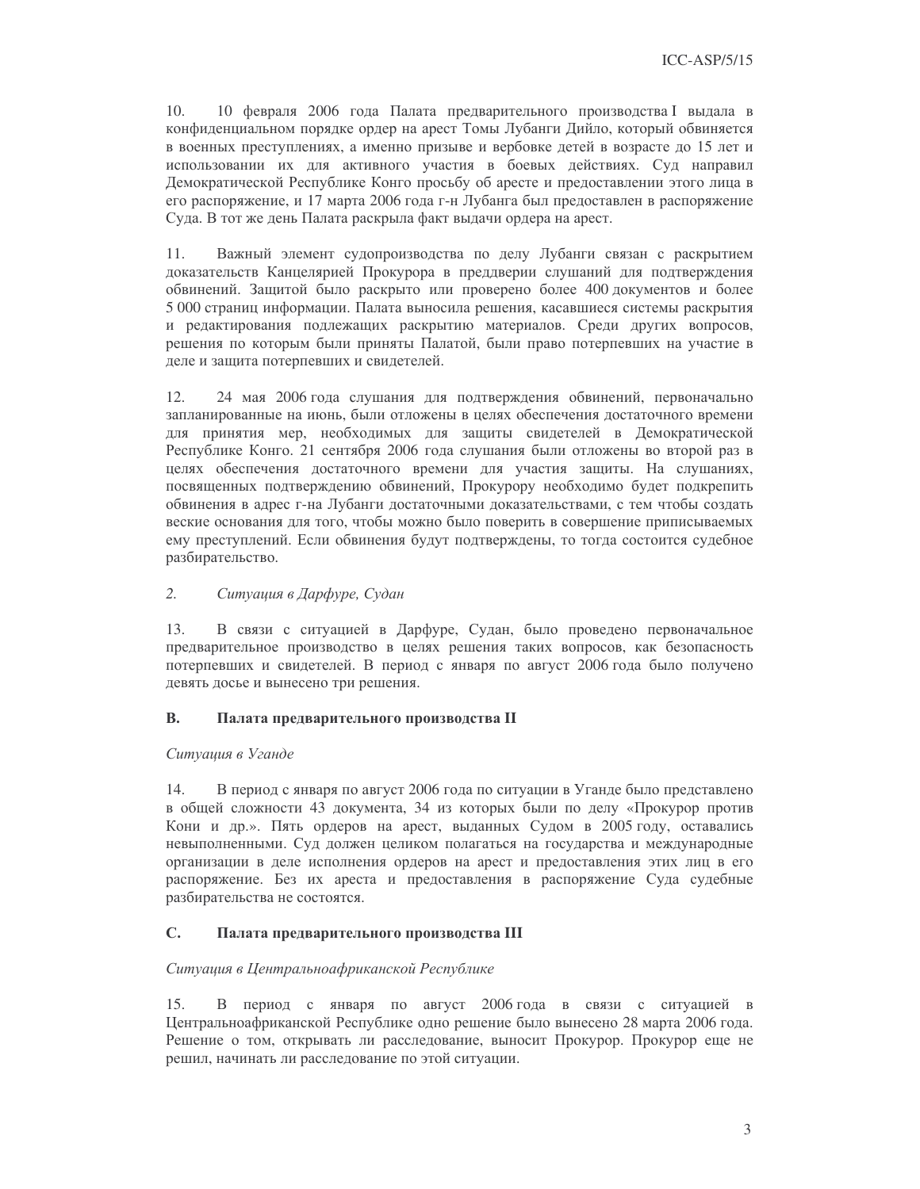10. 10 февраля 2006 года Палата предварительного производства I выдала в конфиденциальном порядке ордер на арест Томы Лубанги Дийло, который обвиняется в военных преступлениях, а именно призыве и вербовке детей в возрасте до 15 лет и использовании их для активного участия в боевых действиях. Суд направил Демократической Республике Конго просьбу об аресте и предоставлении этого лица в его распоряжение, и 17 марта 2006 года г-н Лубанга был предоставлен в распоряжение Суда. В тот же день Палата раскрыла факт выдачи ордера на арест.

11. Важный элемент судопроизводства по делу Лубанги связан с раскрытием доказательств Канцелярией Прокурора в преддверии слушаний для подтверждения обвинений. Защитой было раскрыто или проверено более 400 документов и более 5 000 страниц информации. Палата выносила решения, касавшиеся системы раскрытия и редактирования подлежащих раскрытию материалов. Среди других вопросов, решения по которым были приняты Палатой, были право потерпевших на участие в деле и защита потерпевших и свидетелей.

12. 24 мая 2006 года слушания для подтверждения обвинений, первоначально запланированные на июнь, были отложены в целях обеспечения достаточного времени для принятия мер, необходимых для защиты свидетелей в Демократической Республике Конго. 21 сентября 2006 года слушания были отложены во второй раз в целях обеспечения достаточного времени для участия защиты. На слушаниях, посвященных подтверждению обвинений, Прокурору необходимо будет подкрепить обвинения в адрес г-на Лубанги достаточными доказательствами, с тем чтобы создать веские основания для того, чтобы можно было поверить в совершение приписываемых ему преступлений. Если обвинения будут подтверждены, то тогда состоится судебное разбирательство.

*2. Ситуация в Дарфуре, Судан*

13. В связи с ситуацией в Дарфуре, Судан, было проведено первоначальное предварительное производство в целях решения таких вопросов, как безопасность потерпевших и свидетелей. В период с января по август 2006 года было получено девять досье и вынесено три решения.

## B. Палата предварительного производства II

*Ситуация в Уганде*

14. В период с января по август 2006 года по ситуации в Уганде было представлено в общей сложности 43 документа, 34 из которых были по делу «Прокурор против Кони и др.». Пять ордеров на арест, выданных Судом в 2005 году, оставались невыполненными. Суд должен целиком полагаться на государства и международные организации в деле исполнения ордеров на арест и предоставления этих лиц в его распоряжение. Без их ареста и предоставления в распоряжение Суда судебные разбирательства не состоятся.

## C. Палата предварительного производства III

*Ситуация в Центральноафриканской Республике*

15. В период с января по август 2006 года в связи с ситуацией в Центральноафриканской Республике одно решение было вынесено 28 марта 2006 года. Решение о том, открывать ли расследование, выносит Прокурор. Прокурор еще не решил, начинать ли расследование по этой ситуации.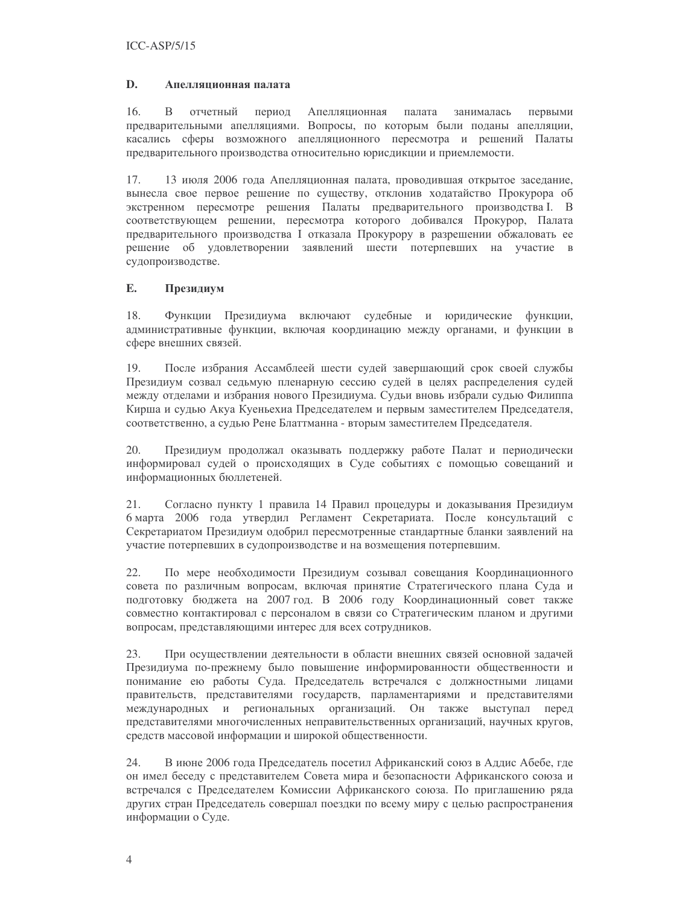## D. Апелляционная палата

16. В отчетный период Апелляционная палата занималась первыми предварительными апелляциями. Вопросы, по которым были поданы апелляции, касались сферы возможного апелляционного пересмотра и решений Палаты предварительного производства относительно юрисдикции и приемлемости.

17. 13 июля 2006 года Апелляционная палата, проводившая открытое заседание, вынесла свое первое решение по существу, отклонив ходатайство Прокурора об экстренном пересмотре решения Палаты предварительного производства I. В соответствующем решении, пересмотра которого добивался Прокурор, Палата предварительного производства I отказала Прокурору в разрешении обжаловать ее решение об удовлетворении заявлений шести потерпевших на участие в судопроизводстве.

## E. Президиум

18. Функции Президиума включают судебные и юридические функции, административные функции, включая координацию между органами, и функции в сфере внешних связей.

19. После избрания Ассамблеей шести судей завершающий срок своей службы Президиум созвал седьмую пленарную сессию судей в целях распределения судей между отделами и избрания нового Президиума. Судьи вновь избрали судью Филиппа Кирша и судью Акуа Куеньехиа Председателем и первым заместителем Председателя, соответственно, а судью Рене Блаттманна - вторым заместителем Председателя.

20. Президиум продолжал оказывать поддержку работе Палат и периодически информировал судей о происходящих в Суде событиях с помощью совещаний и информационных бюллетеней.

21. Согласно пункту 1 правила 14 Правил процедуры и доказывания Президиум 6 марта 2006 года утвердил Регламент Секретариата. После консультаций с Секретариатом Президиум одобрил пересмотренные стандартные бланки заявлений на участие потерпевших в судопроизводстве и на возмещения потерпевшим.

22. По мере необходимости Президиум созывал совещания Координационного совета по различным вопросам, включая принятие Стратегического плана Суда и подготовку бюджета на 2007 год. В 2006 году Координационный совет также совместно контактировал с персоналом в связи со Стратегическим планом и другими вопросам, представляющими интерес для всех сотрудников.

23. При осуществлении деятельности в области внешних связей основной задачей Президиума по-прежнему было повышение информированности общественности и понимание ею работы Суда. Председатель встречался с должностными лицами правительств, представителями государств, парламентариями и представителями международных и региональных организаций. Он также выступал перед представителями многочисленных неправительственных организаций, научных кругов, средств массовой информации и широкой общественности.

24. В июне 2006 года Председатель посетил Африканский союз в Аддис Абебе, где он имел беседу с представителем Совета мира и безопасности Африканского союза и встречался с Председателем Комиссии Африканского союза. По приглашению ряда других стран Председатель совершал поездки по всему миру с целью распространения информации о Суде.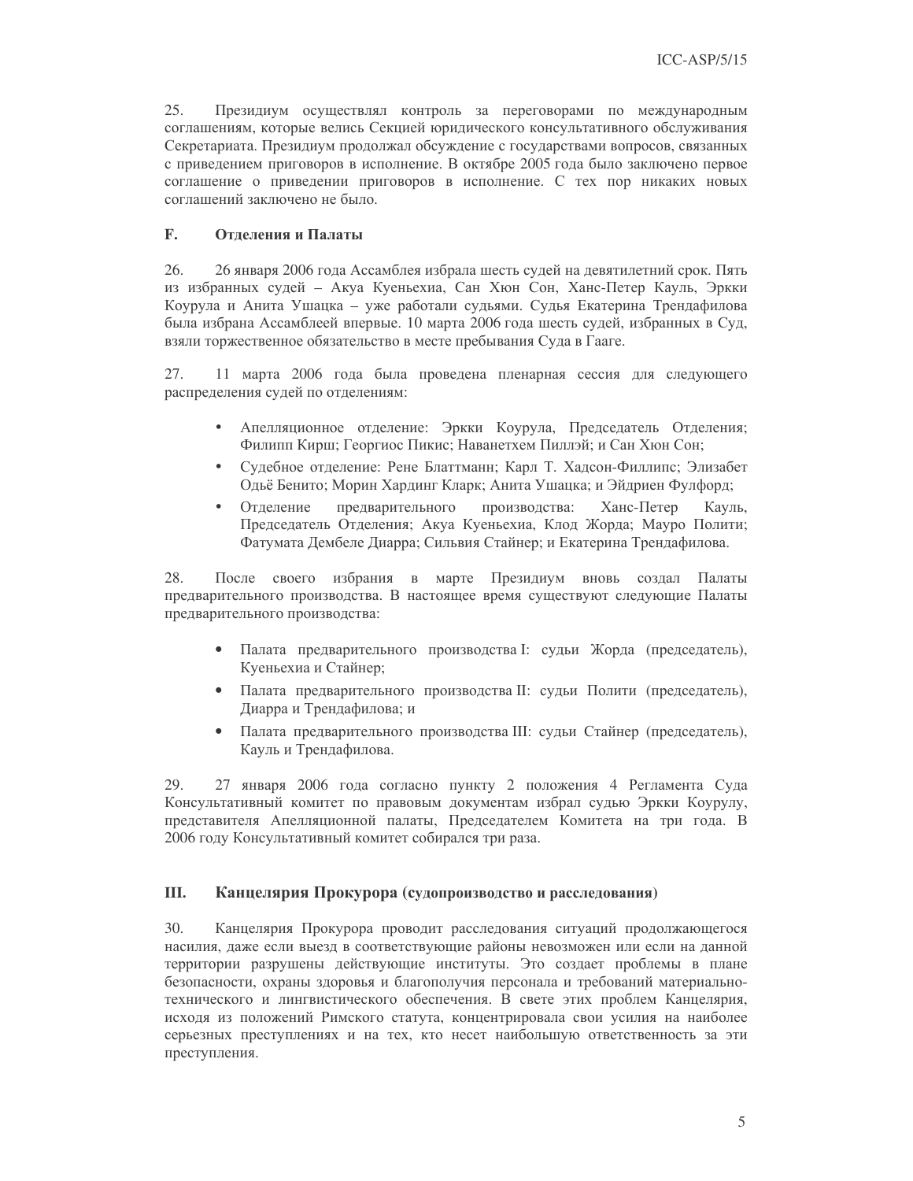25. Президиум осуществлял контроль за переговорами по международным соглашениям, которые велись Секцией юридического консультативного обслуживания Секретариата. Президиум продолжал обсуждение с государствами вопросов, связанных с приведением приговоров в исполнение. В октябре 2005 года было заключено первое соглашение о приведении приговоров в исполнение. С тех пор никаких новых соглашений заключено не было.

### F. Отделения и Палаты

26. 26 января 2006 года Ассамблея избрала шесть судей на девятилетний срок. Пять из избранных судей – Акуа Куеньехиа, Сан Хюн Сон, Ханс-Петер Кауль, Эркки Коурула и Анита Ушацка – уже работали судьями. Судья Екатерина Трендафилова была избрана Ассамблеей впервые. 10 марта 2006 года шесть судей, избранных в Суд, взяли торжественное обязательство в месте пребывания Суда в Гааге.

27. 11 марта 2006 года была проведена пленарная сессия для следующего распределения судей по отделениям:

- Апелляционное отделение: Эркки Коурула, Председатель Отделения; Филипп Кирш; Георгиос Пикис; Наванетхем Пиллэй; и Сан Хюн Сон;
- Судебное отделение: Рене Блаттманн; Карл Т. Хадсон-Филлипс; Элизабет Одьё Бенито; Морин Хардинг Кларк; Анита Ушацка; и Эйдриен Фулфорд;
- Отделение предварительного производства: Ханс-Петер Кауль, Председатель Отделения; Акуа Куеньехиа, Клод Жорда; Мауро Полити; Фатумата Дембеле Диарра; Сильвия Стайнер; и Екатерина Трендафилова.

28. После своего избрания в марте Президиум вновь создал Палаты предварительного производства. В настоящее время существуют следующие Палаты предварительного производства:

- Палата предварительного производства I: судьи Жорда (председатель), Куеньехиа и Стайнер;
- Палата предварительного производства II: судьи Полити (председатель), Диарра и Трендафилова; и
- Палата предварительного производства III: судьи Стайнер (председатель), Кауль и Трендафилова.

29. 27 января 2006 года согласно пункту 2 положения 4 Регламента Суда Консультативный комитет по правовым документам избрал судью Эркки Коурулу, представителя Апелляционной палаты, Председателем Комитета на три года. В 2006 году Консультативный комитет собирался три раза.

## III. Канцелярия Прокурора (судопроизводство и расследования)

30. Канцелярия Прокурора проводит расследования ситуаций продолжающегося насилия, даже если выезд в соответствующие районы невозможен или если на данной территории разрушены действующие институты. Это создает проблемы в плане безопасности, охраны здоровья и благополучия персонала и требований материально-технического и лингвистического обеспечения. В свете этих проблем Канцелярия, исходя из положений Римского статута, концентрировала свои усилия на наиболее серьезных преступлениях и на тех, кто несет наибольшую ответственность за эти преступления.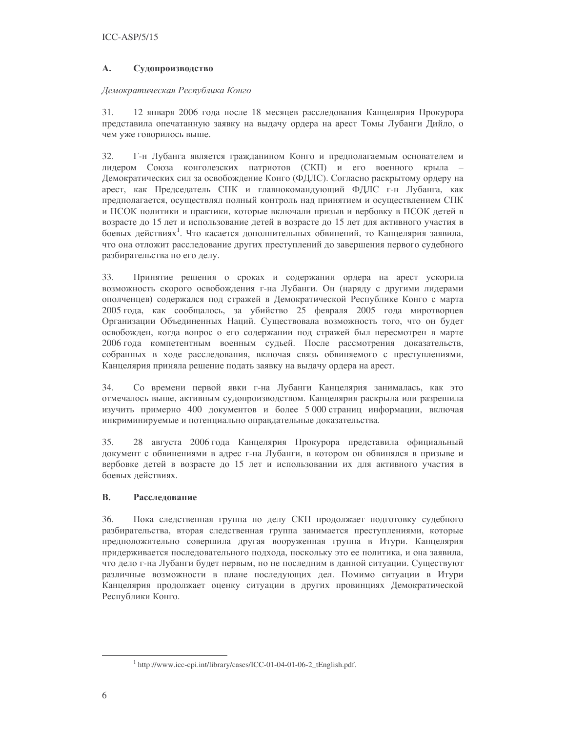## A. Судопроизводство

*Демократическая Республика Конго*

31. 12 января 2006 года после 18 месяцев расследования Канцелярия Прокурора представила опечатанную заявку на выдачу ордера на арест Томы Лубанги Дийло, о чем уже говорилось выше.

32. Г-н Лубанга является гражданином Конго и предполагаемым основателем и лидером Союза конголезских патриотов (СКП) и его военного крыла – Демократических сил за освобождение Конго (ФДЛС). Согласно раскрытому ордеру на арест, как Председатель СПК и главнокомандующий ФДЛС г-н Лубанга, как предполагается, осуществлял полный контроль над принятием и осуществлением СПК и ПСОК политики и практики, которые включали призыв и вербовку в ПСОК детей в возрасте до 15 лет и использование детей в возрасте до 15 лет для активного участия в боевых действиях[1]. Что касается дополнительных обвинений, то Канцелярия заявила, что она отложит расследование других преступлений до завершения первого судебного разбирательства по его делу.

33. Принятие решения о сроках и содержании ордера на арест ускорила возможность скорого освобождения г-на Лубанги. Он (наряду с другими лидерами ополченцев) содержался под стражей в Демократической Республике Конго с марта 2005 года, как сообщалось, за убийство 25 февраля 2005 года миротворцев Организации Объединенных Наций. Существовала возможность того, что он будет освобожден, когда вопрос о его содержании под стражей был пересмотрен в марте 2006 года компетентным военным судьей. После рассмотрения доказательств, собранных в ходе расследования, включая связь обвиняемого с преступлениями, Канцелярия приняла решение подать заявку на выдачу ордера на арест.

34. Со времени первой явки г-на Лубанги Канцелярия занималась, как это отмечалось выше, активным судопроизводством. Канцелярия раскрыла или разрешила изучить примерно 400 документов и более 5 000 страниц информации, включая инкриминируемые и потенциально оправдательные доказательства.

35. 28 августа 2006 года Канцелярия Прокурора представила официальный документ с обвинениями в адрес г-на Лубанги, в котором он обвинялся в призыве и вербовке детей в возрасте до 15 лет и использовании их для активного участия в боевых действиях.

## B. Расследование

36. Пока следственная группа по делу СКП продолжает подготовку судебного разбирательства, вторая следственная группа занимается преступлениями, которые предположительно совершила другая вооруженная группа в Итури. Канцелярия придерживается последовательного подхода, поскольку это ее политика, и она заявила, что дело г-на Лубанги будет первым, но не последним в данной ситуации. Существуют различные возможности в плане последующих дел. Помимо ситуации в Итури Канцелярия продолжает оценку ситуации в других провинциях Демократической Республики Конго.

---

[1] http://www.icc-cpi.int/library/cases/ICC-01-04-01-06-2_tEnglish.pdf.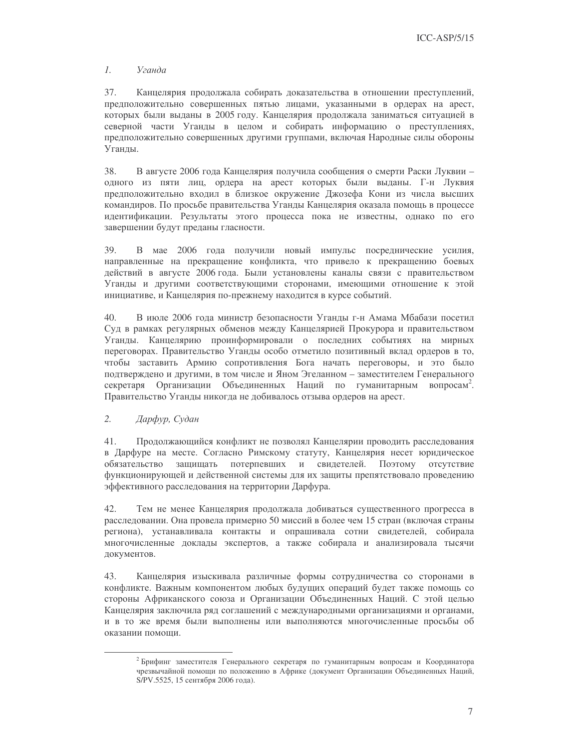### *1. Уганда*

37. Канцелярия продолжала собирать доказательства в отношении преступлений, предположительно совершенных пятью лицами, указанными в ордерах на арест, которых были выданы в 2005 году. Канцелярия продолжала заниматься ситуацией в северной части Уганды в целом и собирать информацию о преступлениях, предположительно совершенных другими группами, включая Народные силы обороны Уганды.

38. В августе 2006 года Канцелярия получила сообщения о смерти Раски Луквии – одного из пяти лиц, ордера на арест которых были выданы. Г-н Луквия предположительно входил в близкое окружение Джозефа Кони из числа высших командиров. По просьбе правительства Уганды Канцелярия оказала помощь в процессе идентификации. Результаты этого процесса пока не известны, однако по его завершении будут преданы гласности.

39. В мае 2006 года получили новый импульс посреднические усилия, направленные на прекращение конфликта, что привело к прекращению боевых действий в августе 2006 года. Были установлены каналы связи с правительством Уганды и другими соответствующими сторонами, имеющими отношение к этой инициативе, и Канцелярия по-прежнему находится в курсе событий.

40. В июле 2006 года министр безопасности Уганды г-н Амама Мбабази посетил Суд в рамках регулярных обменов между Канцелярией Прокурора и правительством Уганды. Канцелярию проинформировали о последних событиях на мирных переговорах. Правительство Уганды особо отметило позитивный вклад ордеров в то, чтобы заставить Армию сопротивления Бога начать переговоры, и это было подтверждено и другими, в том числе и Яном Эгеланном – заместителем Генерального секретаря Организации Объединенных Наций по гуманитарным вопросам[2]. Правительство Уганды никогда не добивалось отзыва ордеров на арест.

### *2. Дарфур, Судан*

41. Продолжающийся конфликт не позволял Канцелярии проводить расследования в Дарфуре на месте. Согласно Римскому статуту, Канцелярия несет юридическое обязательство защищать потерпевших и свидетелей. Поэтому отсутствие функционирующей и действенной системы для их защиты препятствовало проведению эффективного расследования на территории Дарфура.

42. Тем не менее Канцелярия продолжала добиваться существенного прогресса в расследовании. Она провела примерно 50 миссий в более чем 15 стран (включая страны региона), устанавливала контакты и опрашивала сотни свидетелей, собирала многочисленные доклады экспертов, а также собирала и анализировала тысячи документов.

43. Канцелярия изыскивала различные формы сотрудничества со сторонами в конфликте. Важным компонентом любых будущих операций будет также помощь со стороны Африканского союза и Организации Объединенных Наций. С этой целью Канцелярия заключила ряд соглашений с международными организациями и органами, и в то же время были выполнены или выполняются многочисленные просьбы об оказании помощи.

---

[2] Брифинг заместителя Генерального секретаря по гуманитарным вопросам и Координатора чрезвычайной помощи по положению в Африке (документ Организации Объединенных Наций, S/PV.5525, 15 сентября 2006 года).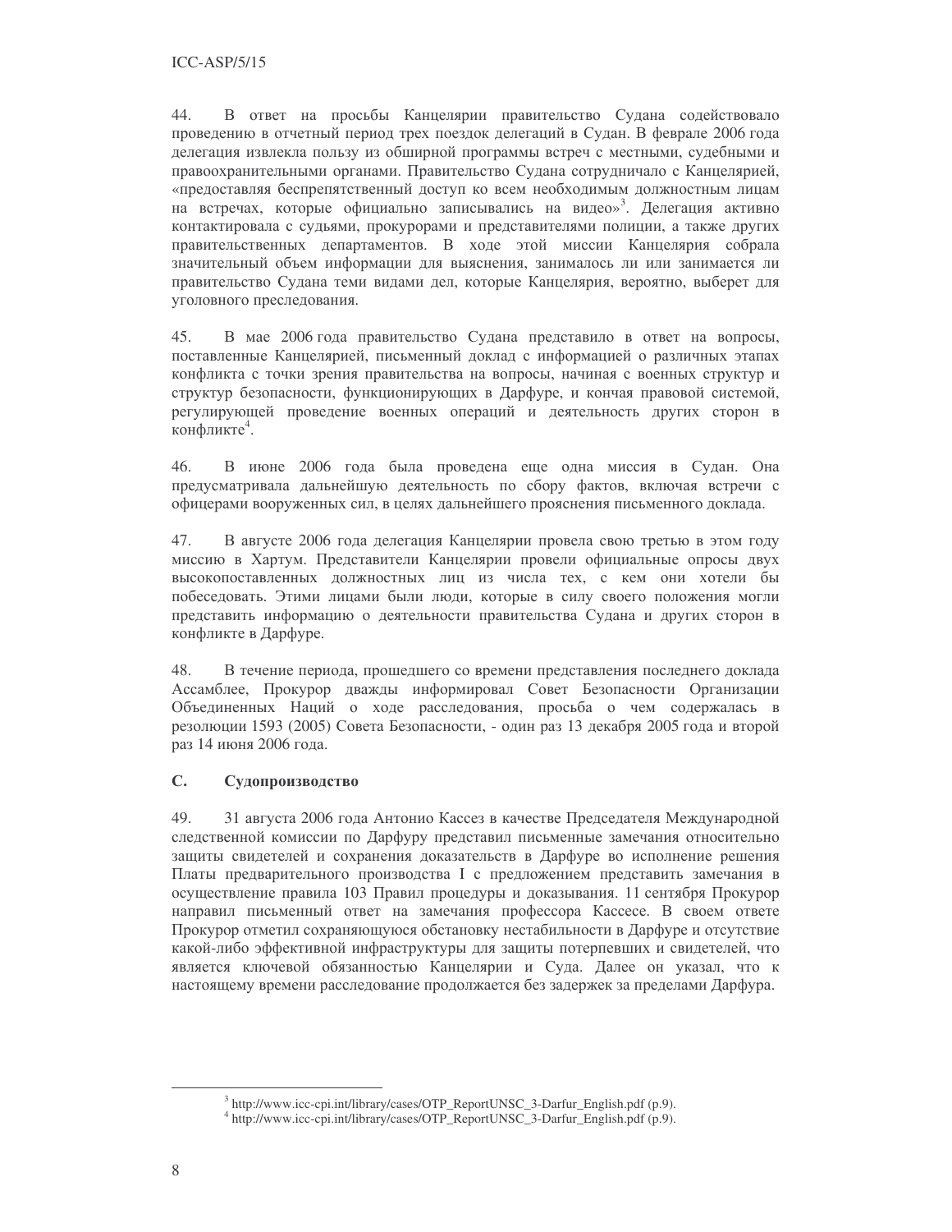44. В ответ на просьбы Канцелярии правительство Судана содействовало проведению в отчетный период трех поездок делегаций в Судан. В феврале 2006 года делегация извлекла пользу из обширной программы встреч с местными, судебными и правоохранительными органами. Правительство Судана сотрудничало с Канцелярией, «предоставляя беспрепятственный доступ ко всем необходимым должностным лицам на встречах, которые официально записывались на видео»[3]. Делегация активно контактировала с судьями, прокурорами и представителями полиции, а также других правительственных департаментов. В ходе этой миссии Канцелярия собрала значительный объем информации для выяснения, занималось ли или занимается ли правительство Судана теми видами дел, которые Канцелярия, вероятно, выберет для уголовного преследования.

45. В мае 2006 года правительство Судана представило в ответ на вопросы, поставленные Канцелярией, письменный доклад с информацией о различных этапах конфликта с точки зрения правительства на вопросы, начиная с военных структур и структур безопасности, функционирующих в Дарфуре, и кончая правовой системой, регулирующей проведение военных операций и деятельность других сторон в конфликте[4].

46. В июне 2006 года была проведена еще одна миссия в Судан. Она предусматривала дальнейшую деятельность по сбору фактов, включая встречи с офицерами вооруженных сил, в целях дальнейшего прояснения письменного доклада.

47. В августе 2006 года делегация Канцелярии провела свою третью в этом году миссию в Хартум. Представители Канцелярии провели официальные опросы двух высокопоставленных должностных лиц из числа тех, с кем они хотели бы побеседовать. Этими лицами были люди, которые в силу своего положения могли представить информацию о деятельности правительства Судана и других сторон в конфликте в Дарфуре.

48. В течение периода, прошедшего со времени представления последнего доклада Ассамблее, Прокурор дважды информировал Совет Безопасности Организации Объединенных Наций о ходе расследования, просьба о чем содержалась в резолюции 1593 (2005) Совета Безопасности, - один раз 13 декабря 2005 года и второй раз 14 июня 2006 года.

## C. Судопроизводство

49. 31 августа 2006 года Антонио Кассез в качестве Председателя Международной следственной комиссии по Дарфуру представил письменные замечания относительно защиты свидетелей и сохранения доказательств в Дарфуре во исполнение решения Платы предварительного производства I с предложением представить замечания в осуществление правила 103 Правил процедуры и доказывания. 11 сентября Прокурор направил письменный ответ на замечания профессора Кассесе. В своем ответе Прокурор отметил сохраняющуюся обстановку нестабильности в Дарфуре и отсутствие какой-либо эффективной инфраструктуры для защиты потерпевших и свидетелей, что является ключевой обязанностью Канцелярии и Суда. Далее он указал, что к настоящему времени расследование продолжается без задержек за пределами Дарфура.

---

[3] http://www.icc-cpi.int/library/cases/OTP_ReportUNSC_3-Darfur_English.pdf (p.9).

[4] http://www.icc-cpi.int/library/cases/OTP_ReportUNSC_3-Darfur_English.pdf (p.9).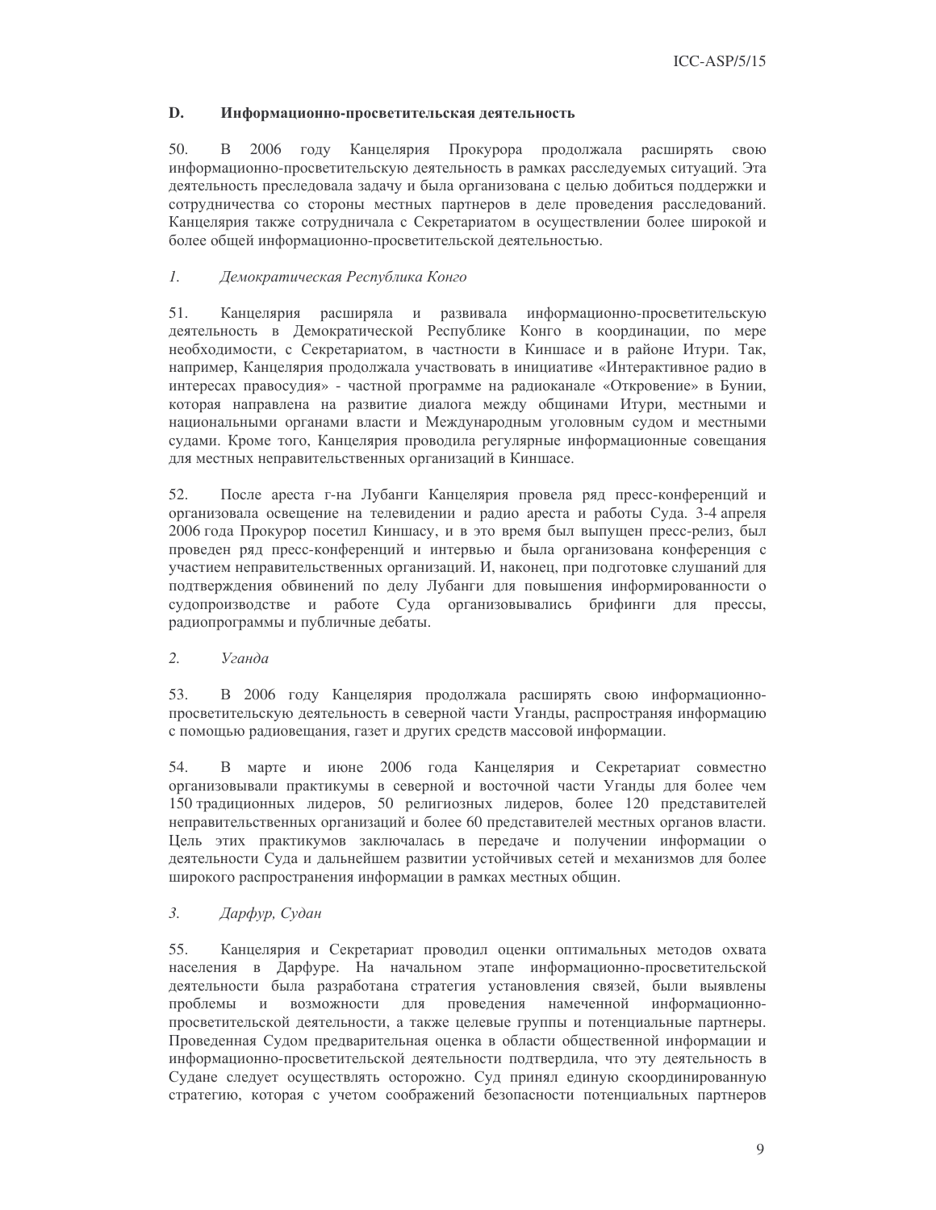## D. Информационно-просветительская деятельность

50. В 2006 году Канцелярия Прокурора продолжала расширять свою информационно-просветительскую деятельность в рамках расследуемых ситуаций. Эта деятельность преследовала задачу и была организована с целью добиться поддержки и сотрудничества со стороны местных партнеров в деле проведения расследований. Канцелярия также сотрудничала с Секретариатом в осуществлении более широкой и более общей информационно-просветительской деятельностью.

### *1. Демократическая Республика Конго*

51. Канцелярия расширяла и развивала информационно-просветительскую деятельность в Демократической Республике Конго в координации, по мере необходимости, с Секретариатом, в частности в Киншасе и в районе Итури. Так, например, Канцелярия продолжала участвовать в инициативе «Интерактивное радио в интересах правосудия» - частной программе на радиоканале «Откровение» в Бунии, которая направлена на развитие диалога между общинами Итури, местными и национальными органами власти и Международным уголовным судом и местными судами. Кроме того, Канцелярия проводила регулярные информационные совещания для местных неправительственных организаций в Киншасе.

52. После ареста г-на Лубанги Канцелярия провела ряд пресс-конференций и организовала освещение на телевидении и радио ареста и работы Суда. 3-4 апреля 2006 года Прокурор посетил Киншасу, и в это время был выпущен пресс-релиз, был проведен ряд пресс-конференций и интервью и была организована конференция с участием неправительственных организаций. И, наконец, при подготовке слушаний для подтверждения обвинений по делу Лубанги для повышения информированности о судопроизводстве и работе Суда организовывались брифинги для прессы, радиопрограммы и публичные дебаты.

### *2. Уганда*

53. В 2006 году Канцелярия продолжала расширять свою информационно-просветительскую деятельность в северной части Уганды, распространяя информацию с помощью радиовещания, газет и других средств массовой информации.

54. В марте и июне 2006 года Канцелярия и Секретариат совместно организовывали практикумы в северной и восточной части Уганды для более чем 150 традиционных лидеров, 50 религиозных лидеров, более 120 представителей неправительственных организаций и более 60 представителей местных органов власти. Цель этих практикумов заключалась в передаче и получении информации о деятельности Суда и дальнейшем развитии устойчивых сетей и механизмов для более широкого распространения информации в рамках местных общин.

### *3. Дарфур, Судан*

55. Канцелярия и Секретариат проводил оценки оптимальных методов охвата населения в Дарфуре. На начальном этапе информационно-просветительской деятельности была разработана стратегия установления связей, были выявлены проблемы и возможности для проведения намеченной информационно-просветительской деятельности, а также целевые группы и потенциальные партнеры. Проведенная Судом предварительная оценка в области общественной информации и информационно-просветительской деятельности подтвердила, что эту деятельность в Судане следует осуществлять осторожно. Суд принял единую скоординированную стратегию, которая с учетом соображений безопасности потенциальных партнеров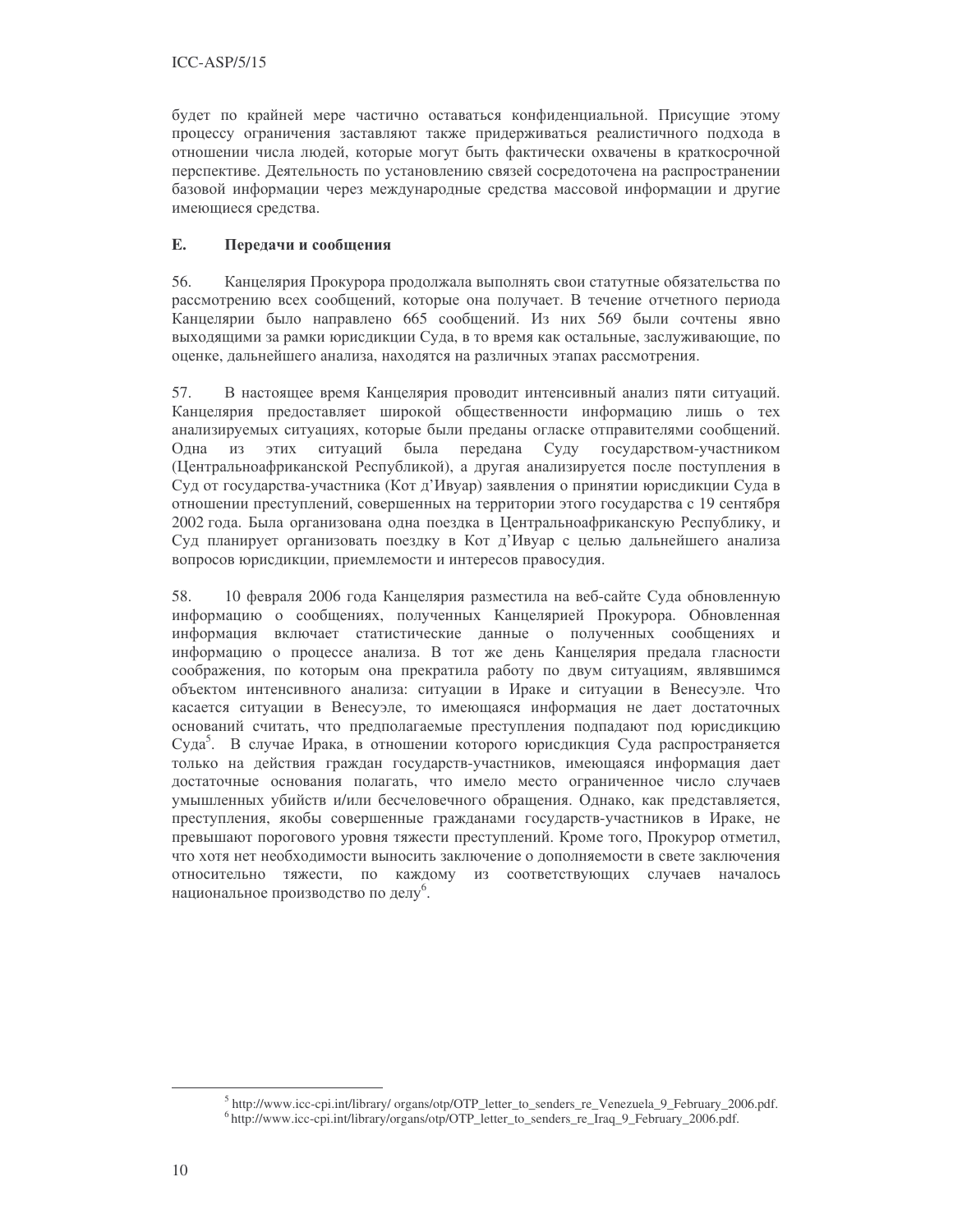будет по крайней мере частично оставаться конфиденциальной. Присущие этому процессу ограничения заставляют также придерживаться реалистичного подхода в отношении числа людей, которые могут быть фактически охвачены в краткосрочной перспективе. Деятельность по установлению связей сосредоточена на распространении базовой информации через международные средства массовой информации и другие имеющиеся средства.

## E. Передачи и сообщения

56. Канцелярия Прокурора продолжала выполнять свои статутные обязательства по рассмотрению всех сообщений, которые она получает. В течение отчетного периода Канцелярии было направлено 665 сообщений. Из них 569 были сочтены явно выходящими за рамки юрисдикции Суда, в то время как остальные, заслуживающие, по оценке, дальнейшего анализа, находятся на различных этапах рассмотрения.

57. В настоящее время Канцелярия проводит интенсивный анализ пяти ситуаций. Канцелярия предоставляет широкой общественности информацию лишь о тех анализируемых ситуациях, которые были преданы огласке отправителями сообщений. Одна из этих ситуаций была передана Суду государством-участником (Центральноафриканской Республикой), а другая анализируется после поступления в Суд от государства-участника (Кот д'Ивуар) заявления о принятии юрисдикции Суда в отношении преступлений, совершенных на территории этого государства с 19 сентября 2002 года. Была организована одна поездка в Центральноафриканскую Республику, и Суд планирует организовать поездку в Кот д'Ивуар с целью дальнейшего анализа вопросов юрисдикции, приемлемости и интересов правосудия.

58. 10 февраля 2006 года Канцелярия разместила на веб-сайте Суда обновленную информацию о сообщениях, полученных Канцелярией Прокурора. Обновленная информация включает статистические данные о полученных сообщениях и информацию о процессе анализа. В тот же день Канцелярия предала гласности соображения, по которым она прекратила работу по двум ситуациям, являвшимся объектом интенсивного анализа: ситуации в Ираке и ситуации в Венесуэле. Что касается ситуации в Венесуэле, то имеющаяся информация не дает достаточных оснований считать, что предполагаемые преступления подпадают под юрисдикцию Суда[5]. В случае Ирака, в отношении которого юрисдикция Суда распространяется только на действия граждан государств-участников, имеющаяся информация дает достаточные основания полагать, что имело место ограниченное число случаев умышленных убийств и/или бесчеловечного обращения. Однако, как представляется, преступления, якобы совершенные гражданами государств-участников в Ираке, не превышают порогового уровня тяжести преступлений. Кроме того, Прокурор отметил, что хотя нет необходимости выносить заключение о дополняемости в свете заключения относительно тяжести, по каждому из соответствующих случаев началось национальное производство по делу[6].

---

[5] http://www.icc-cpi.int/library/ organs/otp/OTP_letter_to_senders_re_Venezuela_9_February_2006.pdf.

[6] http://www.icc-cpi.int/library/organs/otp/OTP_letter_to_senders_re_Iraq_9_February_2006.pdf.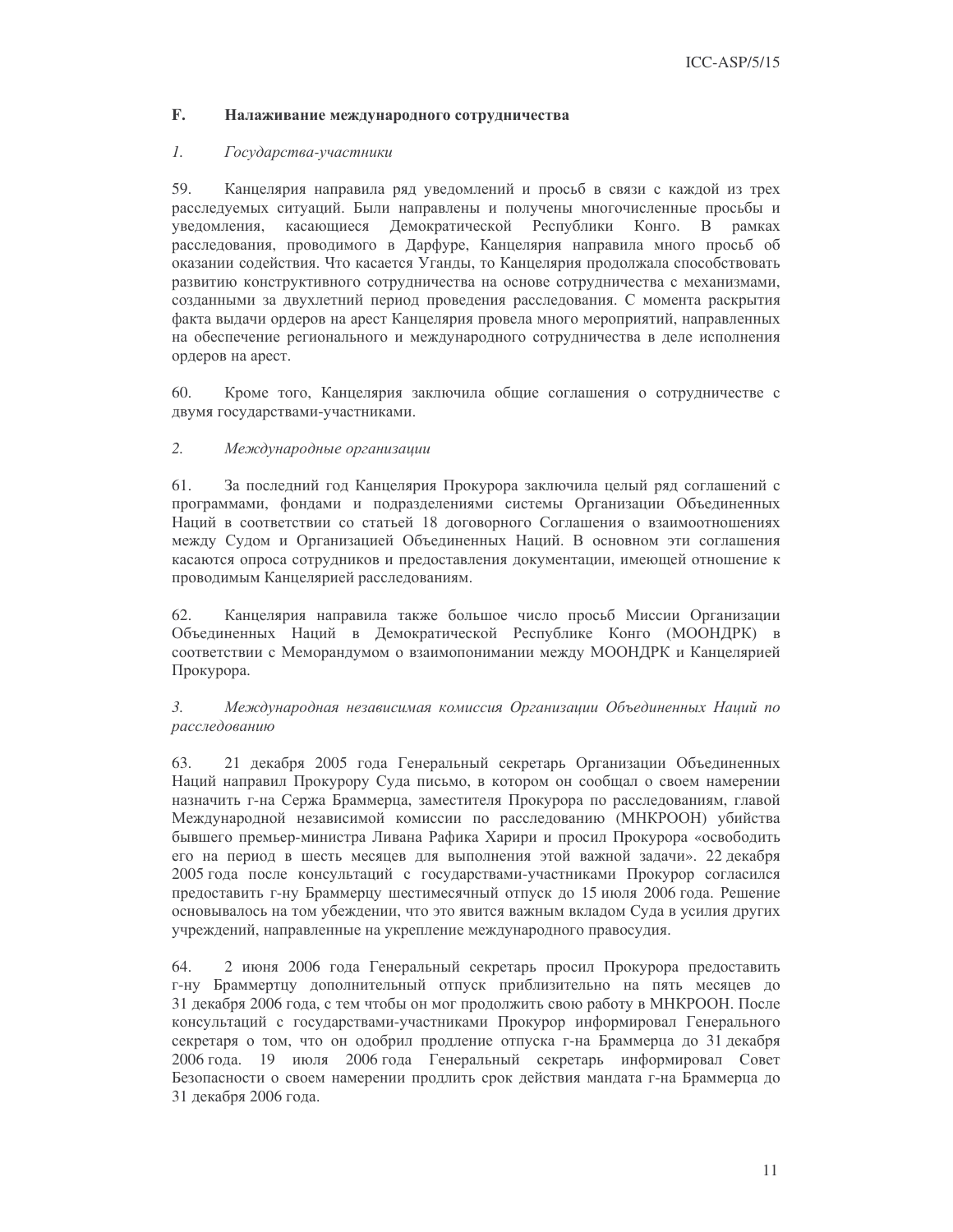## F. Налаживание международного сотрудничества

### *1. Государства-участники*

59. Канцелярия направила ряд уведомлений и просьб в связи с каждой из трех расследуемых ситуаций. Были направлены и получены многочисленные просьбы и уведомления, касающиеся Демократической Республики Конго. В рамках расследования, проводимого в Дарфуре, Канцелярия направила много просьб об оказании содействия. Что касается Уганды, то Канцелярия продолжала способствовать развитию конструктивного сотрудничества на основе сотрудничества с механизмами, созданными за двухлетний период проведения расследования. С момента раскрытия факта выдачи ордеров на арест Канцелярия провела много мероприятий, направленных на обеспечение регионального и международного сотрудничества в деле исполнения ордеров на арест.

60. Кроме того, Канцелярия заключила общие соглашения о сотрудничестве с двумя государствами-участниками.

### *2. Международные организации*

61. За последний год Канцелярия Прокурора заключила целый ряд соглашений с программами, фондами и подразделениями системы Организации Объединенных Наций в соответствии со статьей 18 договорного Соглашения о взаимоотношениях между Судом и Организацией Объединенных Наций. В основном эти соглашения касаются опроса сотрудников и предоставления документации, имеющей отношение к проводимым Канцелярией расследованиям.

62. Канцелярия направила также большое число просьб Миссии Организации Объединенных Наций в Демократической Республике Конго (МООНДРК) в соответствии с Меморандумом о взаимопонимании между МООНДРК и Канцелярией Прокурора.

### *3. Международная независимая комиссия Организации Объединенных Наций по расследованию*

63. 21 декабря 2005 года Генеральный секретарь Организации Объединенных Наций направил Прокурору Суда письмо, в котором он сообщал о своем намерении назначить г-на Сержа Браммерца, заместителя Прокурора по расследованиям, главой Международной независимой комиссии по расследованию (МНКРООН) убийства бывшего премьер-министра Ливана Рафика Харири и просил Прокурора «освободить его на период в шесть месяцев для выполнения этой важной задачи». 22 декабря 2005 года после консультаций с государствами-участниками Прокурор согласился предоставить г-ну Браммерцу шестимесячный отпуск до 15 июля 2006 года. Решение основывалось на том убеждении, что это явится важным вкладом Суда в усилия других учреждений, направленные на укрепление международного правосудия.

64. 2 июня 2006 года Генеральный секретарь просил Прокурора предоставить г-ну Браммертцу дополнительный отпуск приблизительно на пять месяцев до 31 декабря 2006 года, с тем чтобы он мог продолжить свою работу в МНКРООН. После консультаций с государствами-участниками Прокурор информировал Генерального секретаря о том, что он одобрил продление отпуска г-на Браммерца до 31 декабря 2006 года. 19 июля 2006 года Генеральный секретарь информировал Совет Безопасности о своем намерении продлить срок действия мандата г-на Браммерца до 31 декабря 2006 года.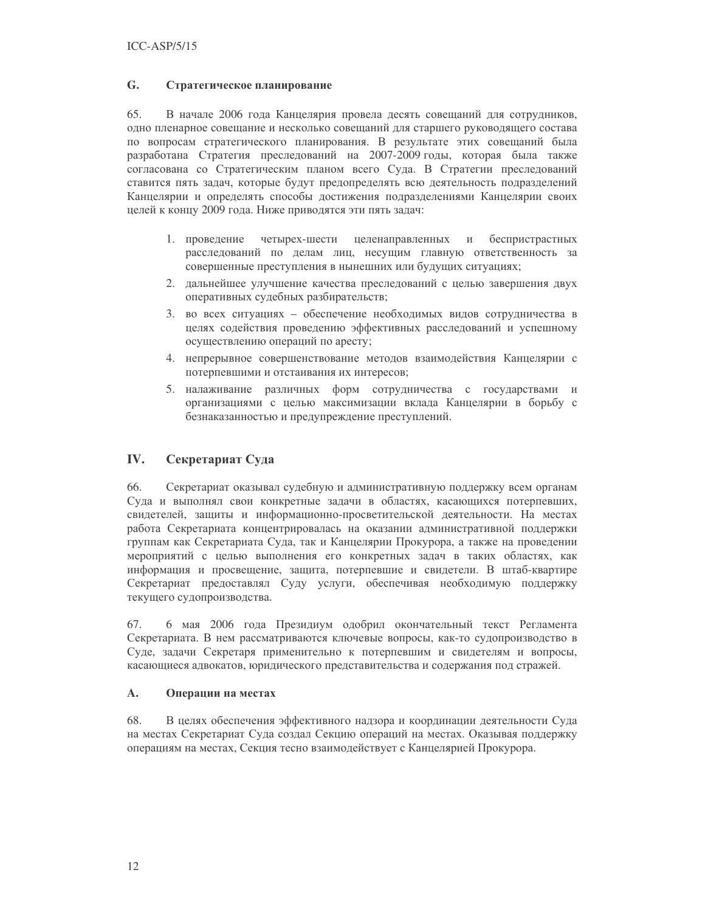### G. Стратегическое планирование

65. В начале 2006 года Канцелярия провела десять совещаний для сотрудников, одно пленарное совещание и несколько совещаний для старшего руководящего состава по вопросам стратегического планирования. В результате этих совещаний была разработана Стратегия преследований на 2007-2009 годы, которая была также согласована со Стратегическим планом всего Суда. В Стратегии преследований ставится пять задач, которые будут предопределять всю деятельность подразделений Канцелярии и определять способы достижения подразделениями Канцелярии своих целей к концу 2009 года. Ниже приводятся эти пять задач:

1. проведение четырех-шести целенаправленных и беспристрастных расследований по делам лиц, несущим главную ответственность за совершенные преступления в нынешних или будущих ситуациях;
2. дальнейшее улучшение качества преследований с целью завершения двух оперативных судебных разбирательств;
3. во всех ситуациях – обеспечение необходимых видов сотрудничества в целях содействия проведению эффективных расследований и успешному осуществлению операций по аресту;
4. непрерывное совершенствование методов взаимодействия Канцелярии с потерпевшими и отстаивания их интересов;
5. налаживание различных форм сотрудничества с государствами и организациями с целью максимизации вклада Канцелярии в борьбу с безнаказанностью и предупреждение преступлений.

## IV. Секретариат Суда

66. Секретариат оказывал судебную и административную поддержку всем органам Суда и выполнял свои конкретные задачи в областях, касающихся потерпевших, свидетелей, защиты и информационно-просветительской деятельности. На местах работа Секретариата концентрировалась на оказании административной поддержки группам как Секретариата Суда, так и Канцелярии Прокурора, а также на проведении мероприятий с целью выполнения его конкретных задач в таких областях, как информация и просвещение, защита, потерпевшие и свидетели. В штаб-квартире Секретариат предоставлял Суду услуги, обеспечивая необходимую поддержку текущего судопроизводства.

67. 6 мая 2006 года Президиум одобрил окончательный текст Регламента Секретариата. В нем рассматриваются ключевые вопросы, как-то судопроизводство в Суде, задачи Секретаря применительно к потерпевшим и свидетелям и вопросы, касающиеся адвокатов, юридического представительства и содержания под стражей.

### A. Операции на местах

68. В целях обеспечения эффективного надзора и координации деятельности Суда на местах Секретариат Суда создал Секцию операций на местах. Оказывая поддержку операциям на местах, Секция тесно взаимодействует с Канцелярией Прокурора.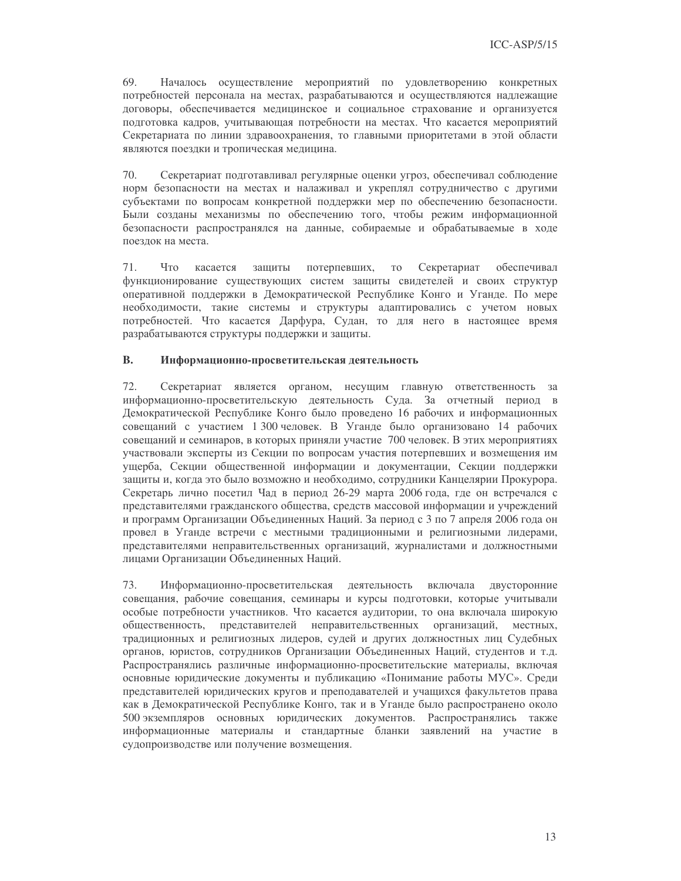69. Началось осуществление мероприятий по удовлетворению конкретных потребностей персонала на местах, разрабатываются и осуществляются надлежащие договоры, обеспечивается медицинское и социальное страхование и организуется подготовка кадров, учитывающая потребности на местах. Что касается мероприятий Секретариата по линии здравоохранения, то главными приоритетами в этой области являются поездки и тропическая медицина.

70. Секретариат подготавливал регулярные оценки угроз, обеспечивал соблюдение норм безопасности на местах и налаживал и укреплял сотрудничество с другими субъектами по вопросам конкретной поддержки мер по обеспечению безопасности. Были созданы механизмы по обеспечению того, чтобы режим информационной безопасности распространялся на данные, собираемые и обрабатываемые в ходе поездок на места.

71. Что касается защиты потерпевших, то Секретариат обеспечивал функционирование существующих систем защиты свидетелей и своих структур оперативной поддержки в Демократической Республике Конго и Уганде. По мере необходимости, такие системы и структуры адаптировались с учетом новых потребностей. Что касается Дарфура, Судан, то для него в настоящее время разрабатываются структуры поддержки и защиты.

## B. Информационно-просветительская деятельность

72. Секретариат является органом, несущим главную ответственность за информационно-просветительскую деятельность Суда. За отчетный период в Демократической Республике Конго было проведено 16 рабочих и информационных совещаний с участием 1 300 человек. В Уганде было организовано 14 рабочих совещаний и семинаров, в которых приняли участие 700 человек. В этих мероприятиях участвовали эксперты из Секции по вопросам участия потерпевших и возмещения им ущерба, Секции общественной информации и документации, Секции поддержки защиты и, когда это было возможно и необходимо, сотрудники Канцелярии Прокурора. Секретарь лично посетил Чад в период 26-29 марта 2006 года, где он встречался с представителями гражданского общества, средств массовой информации и учреждений и программ Организации Объединенных Наций. За период с 3 по 7 апреля 2006 года он провел в Уганде встречи с местными традиционными и религиозными лидерами, представителями неправительственных организаций, журналистами и должностными лицами Организации Объединенных Наций.

73. Информационно-просветительская деятельность включала двусторонние совещания, рабочие совещания, семинары и курсы подготовки, которые учитывали особые потребности участников. Что касается аудитории, то она включала широкую общественность, представителей неправительственных организаций, местных, традиционных и религиозных лидеров, судей и других должностных лиц Судебных органов, юристов, сотрудников Организации Объединенных Наций, студентов и т.д. Распространялись различные информационно-просветительские материалы, включая основные юридические документы и публикацию «Понимание работы МУС». Среди представителей юридических кругов и преподавателей и учащихся факультетов права как в Демократической Республике Конго, так и в Уганде было распространено около 500 экземпляров основных юридических документов. Распространялись также информационные материалы и стандартные бланки заявлений на участие в судопроизводстве или получение возмещения.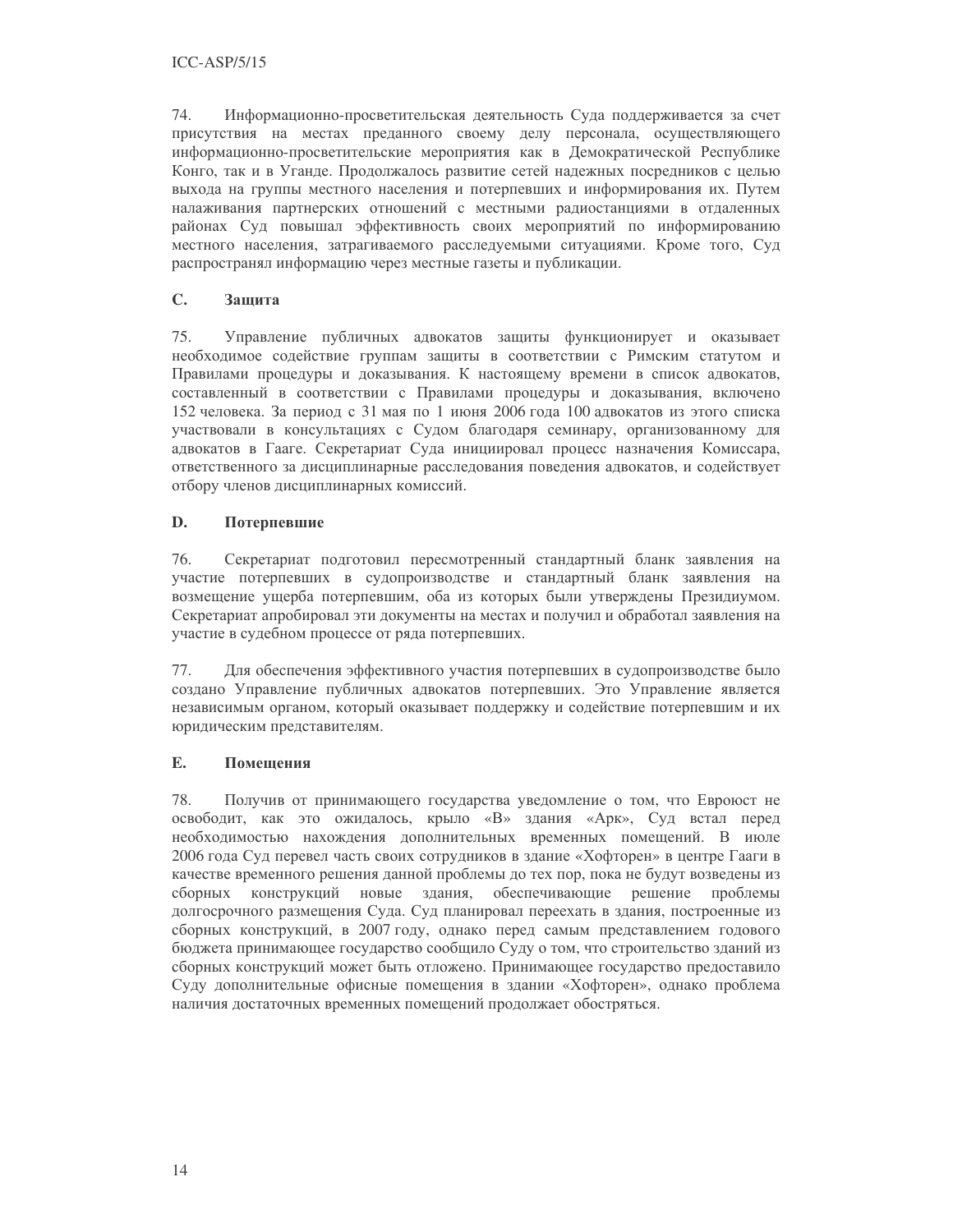74. Информационно-просветительская деятельность Суда поддерживается за счет присутствия на местах преданного своему делу персонала, осуществляющего информационно-просветительские мероприятия как в Демократической Республике Конго, так и в Уганде. Продолжалось развитие сетей надежных посредников с целью выхода на группы местного населения и потерпевших и информирования их. Путем налаживания партнерских отношений с местными радиостанциями в отдаленных районах Суд повышал эффективность своих мероприятий по информированию местного населения, затрагиваемого расследуемыми ситуациями. Кроме того, Суд распространял информацию через местные газеты и публикации.

### C. Защита

75. Управление публичных адвокатов защиты функционирует и оказывает необходимое содействие группам защиты в соответствии с Римским статутом и Правилами процедуры и доказывания. К настоящему времени в список адвокатов, составленный в соответствии с Правилами процедуры и доказывания, включено 152 человека. За период с 31 мая по 1 июня 2006 года 100 адвокатов из этого списка участвовали в консультациях с Судом благодаря семинару, организованному для адвокатов в Гааге. Секретариат Суда инициировал процесс назначения Комиссара, ответственного за дисциплинарные расследования поведения адвокатов, и содействует отбору членов дисциплинарных комиссий.

### D. Потерпевшие

76. Секретариат подготовил пересмотренный стандартный бланк заявления на участие потерпевших в судопроизводстве и стандартный бланк заявления на возмещение ущерба потерпевшим, оба из которых были утверждены Президиумом. Секретариат апробировал эти документы на местах и получил и обработал заявления на участие в судебном процессе от ряда потерпевших.

77. Для обеспечения эффективного участия потерпевших в судопроизводстве было создано Управление публичных адвокатов потерпевших. Это Управление является независимым органом, который оказывает поддержку и содействие потерпевшим и их юридическим представителям.

### E. Помещения

78. Получив от принимающего государства уведомление о том, что Евроюст не освободит, как это ожидалось, крыло «B» здания «Арк», Суд встал перед необходимостью нахождения дополнительных временных помещений. В июле 2006 года Суд перевел часть своих сотрудников в здание «Хофторен» в центре Гааги в качестве временного решения данной проблемы до тех пор, пока не будут возведены из сборных конструкций новые здания, обеспечивающие решение проблемы долгосрочного размещения Суда. Суд планировал переехать в здания, построенные из сборных конструкций, в 2007 году, однако перед самым представлением годового бюджета принимающее государство сообщило Суду о том, что строительство зданий из сборных конструкций может быть отложено. Принимающее государство предоставило Суду дополнительные офисные помещения в здании «Хофторен», однако проблема наличия достаточных временных помещений продолжает обостряться.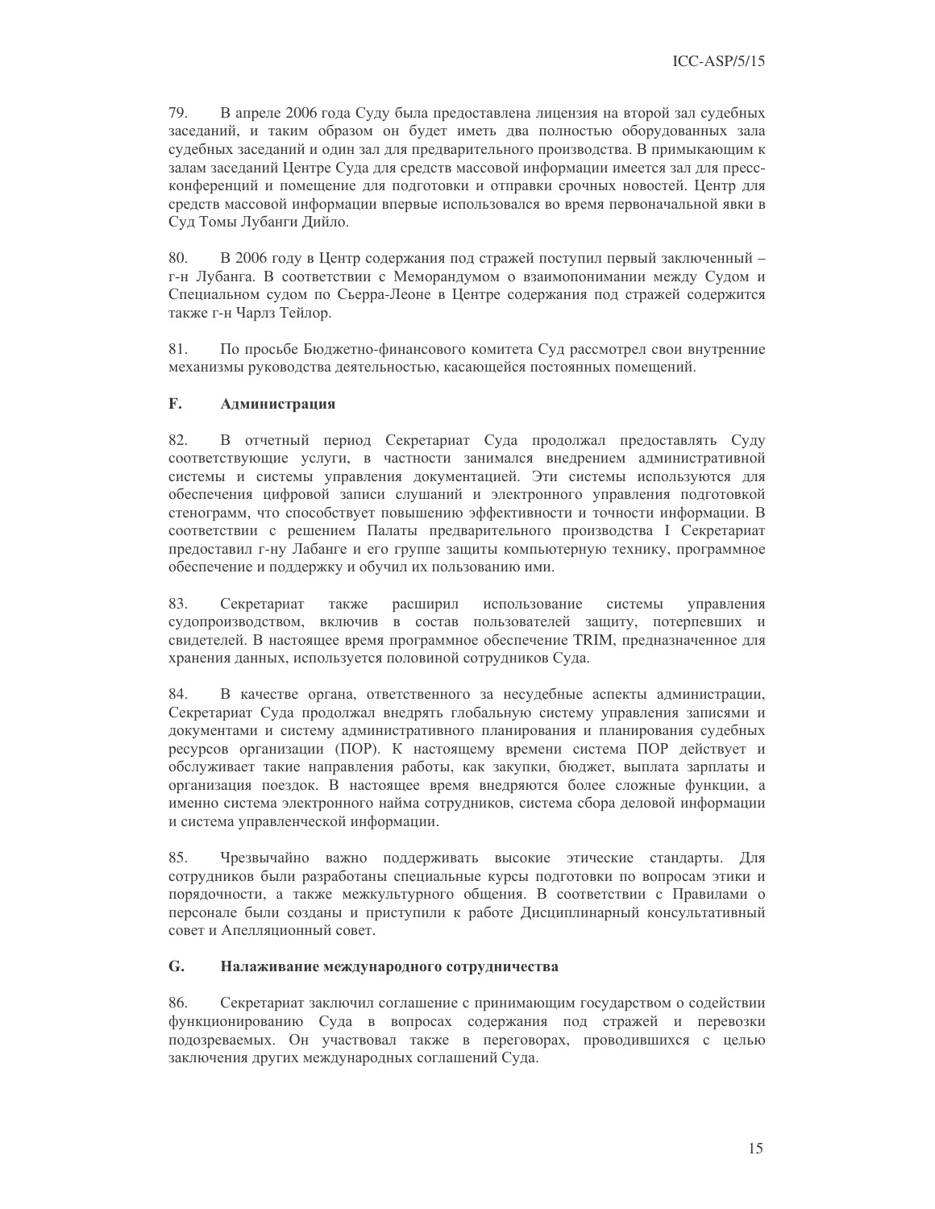79. В апреле 2006 года Суду была предоставлена лицензия на второй зал судебных заседаний, и таким образом он будет иметь два полностью оборудованных зала судебных заседаний и один зал для предварительного производства. В примыкающем к залам заседаний Центре Суда для средств массовой информации имеется зал для пресс-конференций и помещение для подготовки и отправки срочных новостей. Центр для средств массовой информации впервые использовался во время первоначальной явки в Суд Томы Лубанги Дийло.

80. В 2006 году в Центр содержания под стражей поступил первый заключенный – г-н Лубанга. В соответствии с Меморандумом о взаимопонимании между Судом и Специальном судом по Сьерра-Леоне в Центре содержания под стражей содержится также г-н Чарлз Тейлор.

81. По просьбе Бюджетно-финансового комитета Суд рассмотрел свои внутренние механизмы руководства деятельностью, касающейся постоянных помещений.

## F. Администрация

82. В отчетный период Секретариат Суда продолжал предоставлять Суду соответствующие услуги, в частности занимался внедрением административной системы и системы управления документацией. Эти системы используются для обеспечения цифровой записи слушаний и электронного управления подготовкой стенограмм, что способствует повышению эффективности и точности информации. В соответствии с решением Палаты предварительного производства I Секретариат предоставил г-ну Лабанге и его группе защиты компьютерную технику, программное обеспечение и поддержку и обучил их пользованию ими.

83. Секретариат также расширил использование системы управления судопроизводством, включив в состав пользователей защиту, потерпевших и свидетелей. В настоящее время программное обеспечение TRIM, предназначенное для хранения данных, используется половиной сотрудников Суда.

84. В качестве органа, ответственного за несудебные аспекты администрации, Секретариат Суда продолжал внедрять глобальную систему управления записями и документами и систему административного планирования и планирования судебных ресурсов организации (ПОР). К настоящему времени система ПОР действует и обслуживает такие направления работы, как закупки, бюджет, выплата зарплаты и организация поездок. В настоящее время внедряются более сложные функции, а именно система электронного найма сотрудников, система сбора деловой информации и система управленческой информации.

85. Чрезвычайно важно поддерживать высокие этические стандарты. Для сотрудников были разработаны специальные курсы подготовки по вопросам этики и порядочности, а также межкультурного общения. В соответствии с Правилами о персонале были созданы и приступили к работе Дисциплинарный консультативный совет и Апелляционный совет.

## G. Налаживание международного сотрудничества

86. Секретариат заключил соглашение с принимающим государством о содействии функционированию Суда в вопросах содержания под стражей и перевозки подозреваемых. Он участвовал также в переговорах, проводившихся с целью заключения других международных соглашений Суда.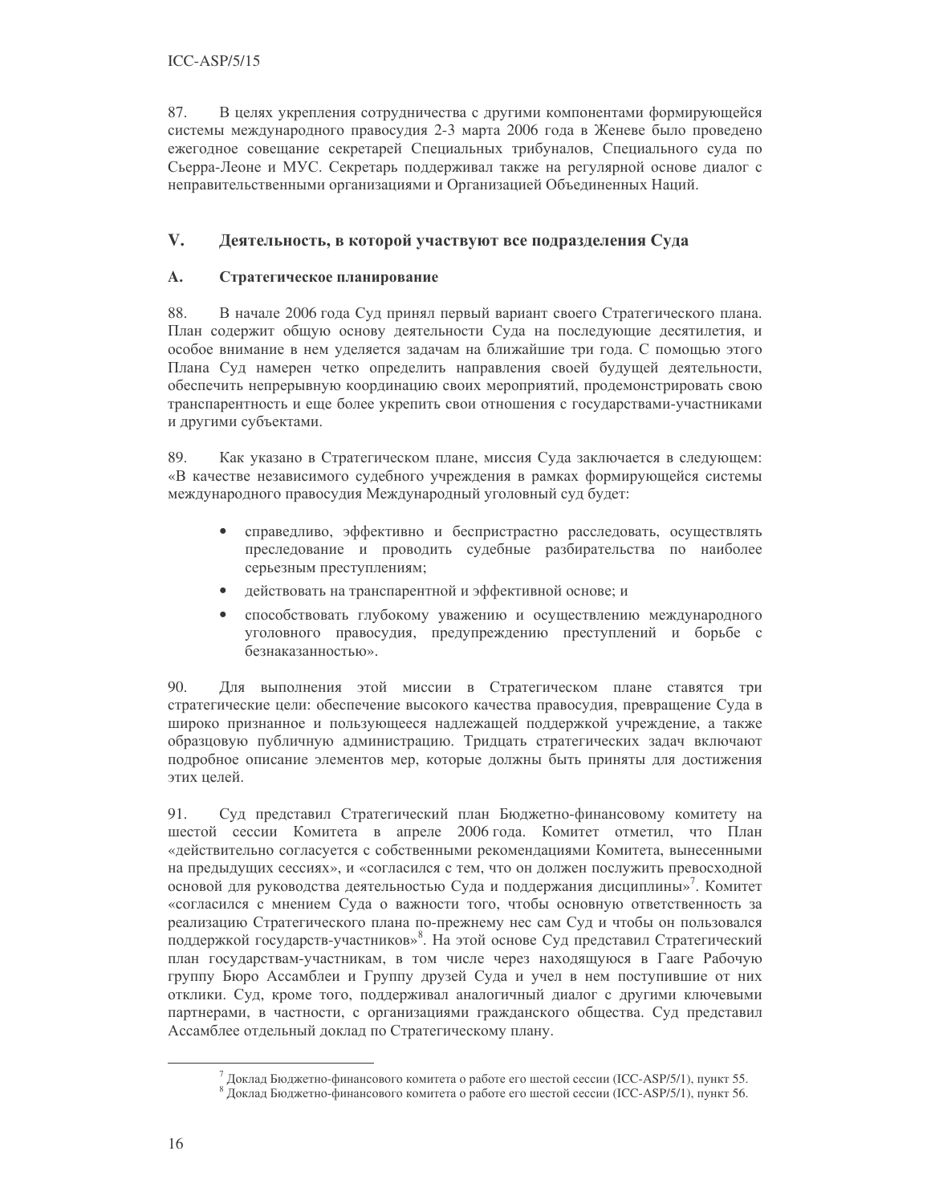87. В целях укрепления сотрудничества с другими компонентами формирующейся системы международного правосудия 2-3 марта 2006 года в Женеве было проведено ежегодное совещание секретарей Специальных трибуналов, Специального суда по Сьерра-Леоне и МУС. Секретарь поддерживал также на регулярной основе диалог с неправительственными организациями и Организацией Объединенных Наций.

## V. Деятельность, в которой участвуют все подразделения Суда

### A. Стратегическое планирование

88. В начале 2006 года Суд принял первый вариант своего Стратегического плана. План содержит общую основу деятельности Суда на последующие десятилетия, и особое внимание в нем уделяется задачам на ближайшие три года. С помощью этого Плана Суд намерен четко определить направления своей будущей деятельности, обеспечить непрерывную координацию своих мероприятий, продемонстрировать свою транспарентность и еще более укрепить свои отношения с государствами-участниками и другими субъектами.

89. Как указано в Стратегическом плане, миссия Суда заключается в следующем: «В качестве независимого судебного учреждения в рамках формирующейся системы международного правосудия Международный уголовный суд будет:

- справедливо, эффективно и беспристрастно расследовать, осуществлять преследование и проводить судебные разбирательства по наиболее серьезным преступлениям;
- действовать на транспарентной и эффективной основе; и
- способствовать глубокому уважению и осуществлению международного уголовного правосудия, предупреждению преступлений и борьбе с безнаказанностью».

90. Для выполнения этой миссии в Стратегическом плане ставятся три стратегические цели: обеспечение высокого качества правосудия, превращение Суда в широко признанное и пользующееся надлежащей поддержкой учреждение, а также образцовую публичную администрацию. Тридцать стратегических задач включают подробное описание элементов мер, которые должны быть приняты для достижения этих целей.

91. Суд представил Стратегический план Бюджетно-финансовому комитету на шестой сессии Комитета в апреле 2006 года. Комитет отметил, что План «действительно согласуется с собственными рекомендациями Комитета, вынесенными на предыдущих сессиях», и «согласился с тем, что он должен послужить превосходной основой для руководства деятельностью Суда и поддержания дисциплины»[7]. Комитет «согласился с мнением Суда о важности того, чтобы основную ответственность за реализацию Стратегического плана по-прежнему нес сам Суд и чтобы он пользовался поддержкой государств-участников»[8]. На этой основе Суд представил Стратегический план государствам-участникам, в том числе через находящуюся в Гааге Рабочую группу Бюро Ассамблеи и Группу друзей Суда и учел в нем поступившие от них отклики. Суд, кроме того, поддерживал аналогичный диалог с другими ключевыми партнерами, в частности, с организациями гражданского общества. Суд представил Ассамблее отдельный доклад по Стратегическому плану.

---

[7] Доклад Бюджетно-финансового комитета о работе его шестой сессии (ICC-ASP/5/1), пункт 55.

[8] Доклад Бюджетно-финансового комитета о работе его шестой сессии (ICC-ASP/5/1), пункт 56.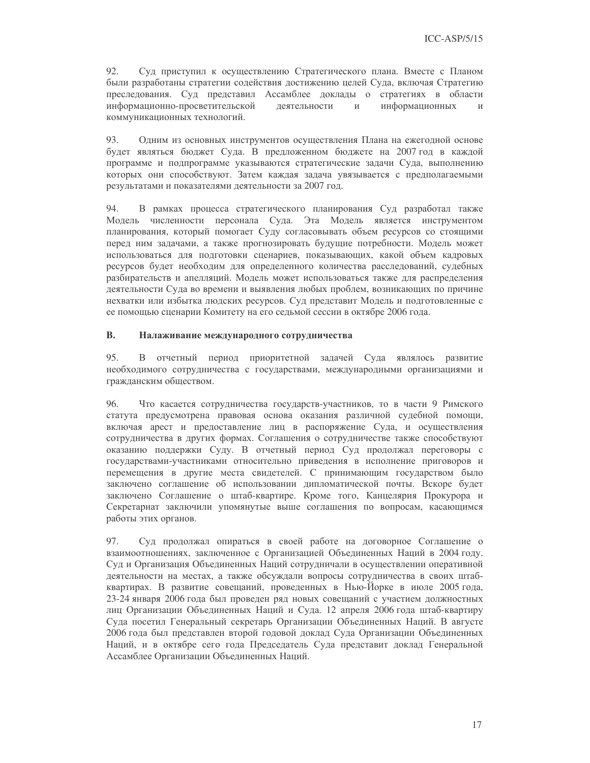92. Суд приступил к осуществлению Стратегического плана. Вместе с Планом были разработаны стратегии содействия достижению целей Суда, включая Стратегию преследования. Суд представил Ассамблее доклады о стратегиях в области информационно-просветительской деятельности и информационных и коммуникационных технологий.

93. Одним из основных инструментов осуществления Плана на ежегодной основе будет являться бюджет Суда. В предложенном бюджете на 2007 год в каждой программе и подпрограмме указываются стратегические задачи Суда, выполнению которых они способствуют. Затем каждая задача увязывается с предполагаемыми результатами и показателями деятельности за 2007 год.

94. В рамках процесса стратегического планирования Суд разработал также Модель численности персонала Суда. Эта Модель является инструментом планирования, который помогает Суду согласовывать объем ресурсов со стоящими перед ним задачами, а также прогнозировать будущие потребности. Модель может использоваться для подготовки сценариев, показывающих, какой объем кадровых ресурсов будет необходим для определенного количества расследований, судебных разбирательств и апелляций. Модель может использоваться также для распределения деятельности Суда во времени и выявления любых проблем, возникающих по причине нехватки или избытка людских ресурсов. Суд представит Модель и подготовленные с ее помощью сценарии Комитету на его седьмой сессии в октябре 2006 года.

## B. Налаживание международного сотрудничества

95. В отчетный период приоритетной задачей Суда являлось развитие необходимого сотрудничества с государствами, международными организациями и гражданским обществом.

96. Что касается сотрудничества государств-участников, то в части 9 Римского статута предусмотрена правовая основа оказания различной судебной помощи, включая арест и предоставление лиц в распоряжение Суда, и осуществления сотрудничества в других формах. Соглашения о сотрудничестве также способствуют оказанию поддержки Суду. В отчетный период Суд продолжал переговоры с государствами-участниками относительно приведения в исполнение приговоров и перемещения в другие места свидетелей. С принимающим государством было заключено соглашение об использовании дипломатической почты. Вскоре будет заключено Соглашение о штаб-квартире. Кроме того, Канцелярия Прокурора и Секретариат заключили упомянутые выше соглашения по вопросам, касающимся работы этих органов.

97. Суд продолжал опираться в своей работе на договорное Соглашение о взаимоотношениях, заключенное с Организацией Объединенных Наций в 2004 году. Суд и Организация Объединенных Наций сотрудничали в осуществлении оперативной деятельности на местах, а также обсуждали вопросы сотрудничества в своих штаб-квартирах. В развитие совещаний, проведенных в Нью-Йорке в июле 2005 года, 23-24 января 2006 года был проведен ряд новых совещаний с участием должностных лиц Организации Объединенных Наций и Суда. 12 апреля 2006 года штаб-квартиру Суда посетил Генеральный секретарь Организации Объединенных Наций. В августе 2006 года был представлен второй годовой доклад Суда Организации Объединенных Наций, и в октябре сего года Председатель Суда представит доклад Генеральной Ассамблее Организации Объединенных Наций.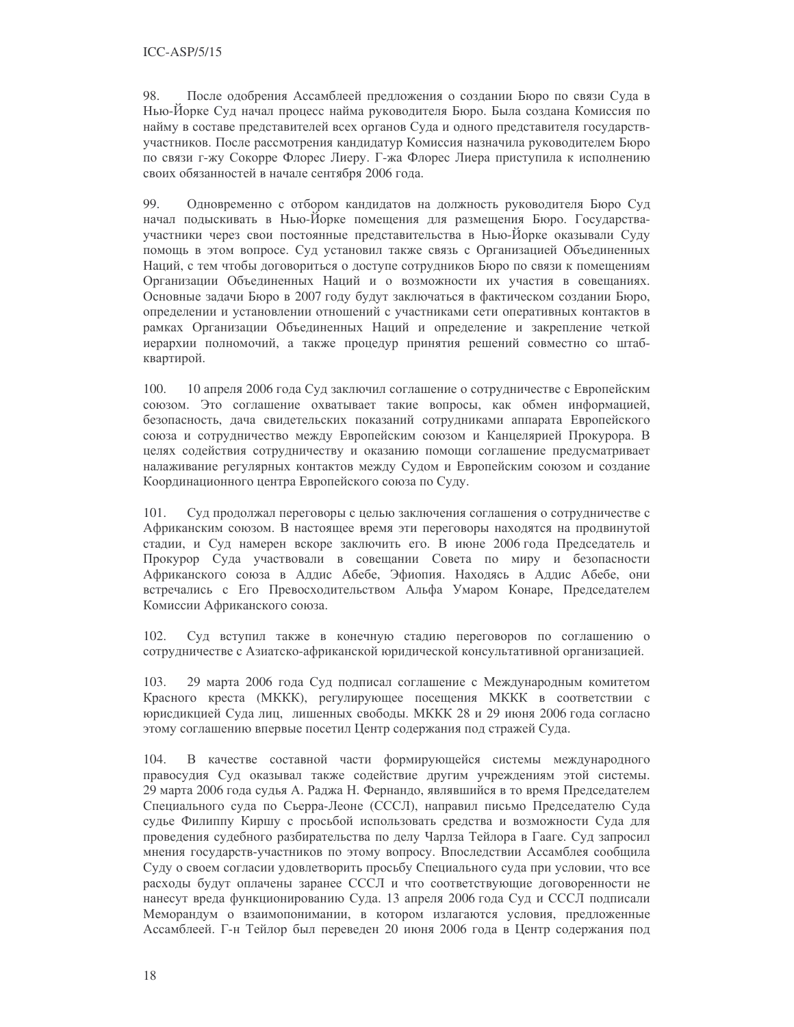98. После одобрения Ассамблеей предложения о создании Бюро по связи Суда в Нью-Йорке Суд начал процесс найма руководителя Бюро. Была создана Комиссия по найму в составе представителей всех органов Суда и одного представителя государств-участников. После рассмотрения кандидатур Комиссия назначила руководителем Бюро по связи г-жу Сокорре Флорес Лиеру. Г-жа Флорес Лиера приступила к исполнению своих обязанностей в начале сентября 2006 года.

99. Одновременно с отбором кандидатов на должность руководителя Бюро Суд начал подыскивать в Нью-Йорке помещения для размещения Бюро. Государства-участники через свои постоянные представительства в Нью-Йорке оказывали Суду помощь в этом вопросе. Суд установил также связь с Организацией Объединенных Наций, с тем чтобы договориться о доступе сотрудников Бюро по связи к помещениям Организации Объединенных Наций и о возможности их участия в совещаниях. Основные задачи Бюро в 2007 году будут заключаться в фактическом создании Бюро, определении и установлении отношений с участниками сети оперативных контактов в рамках Организации Объединенных Наций и определение и закрепление четкой иерархии полномочий, а также процедур принятия решений совместно со штаб-квартирой.

100. 10 апреля 2006 года Суд заключил соглашение о сотрудничестве с Европейским союзом. Это соглашение охватывает такие вопросы, как обмен информацией, безопасность, дача свидетельских показаний сотрудниками аппарата Европейского союза и сотрудничество между Европейским союзом и Канцелярией Прокурора. В целях содействия сотрудничеству и оказанию помощи соглашение предусматривает налаживание регулярных контактов между Судом и Европейским союзом и создание Координационного центра Европейского союза по Суду.

101. Суд продолжал переговоры с целью заключения соглашения о сотрудничестве с Африканским союзом. В настоящее время эти переговоры находятся на продвинутой стадии, и Суд намерен вскоре заключить его. В июне 2006 года Председатель и Прокурор Суда участвовали в совещании Совета по миру и безопасности Африканского союза в Аддис Абебе, Эфиопия. Находясь в Аддис Абебе, они встречались с Его Превосходительством Альфа Умаром Конаре, Председателем Комиссии Африканского союза.

102. Суд вступил также в конечную стадию переговоров по соглашению о сотрудничестве с Азиатско-африканской юридической консультативной организацией.

103. 29 марта 2006 года Суд подписал соглашение с Международным комитетом Красного креста (МККК), регулирующее посещения МККК в соответствии с юрисдикцией Суда лиц, лишенных свободы. МККК 28 и 29 июня 2006 года согласно этому соглашению впервые посетил Центр содержания под стражей Суда.

104. В качестве составной части формирующейся системы международного правосудия Суд оказывал также содействие другим учреждениям этой системы. 29 марта 2006 года судья А. Раджа Н. Фернандо, являвшийся в то время Председателем Специального суда по Сьерра-Леоне (СССЛ), направил письмо Председателю Суда судье Филиппу Киршу с просьбой использовать средства и возможности Суда для проведения судебного разбирательства по делу Чарлза Тейлора в Гааге. Суд запросил мнения государств-участников по этому вопросу. Впоследствии Ассамблея сообщила Суду о своем согласии удовлетворить просьбу Специального суда при условии, что все расходы будут оплачены заранее СССЛ и что соответствующие договоренности не нанесут вреда функционированию Суда. 13 апреля 2006 года Суд и СССЛ подписали Меморандум о взаимопонимании, в котором излагаются условия, предложенные Ассамблеей. Г-н Тейлор был переведен 20 июня 2006 года в Центр содержания под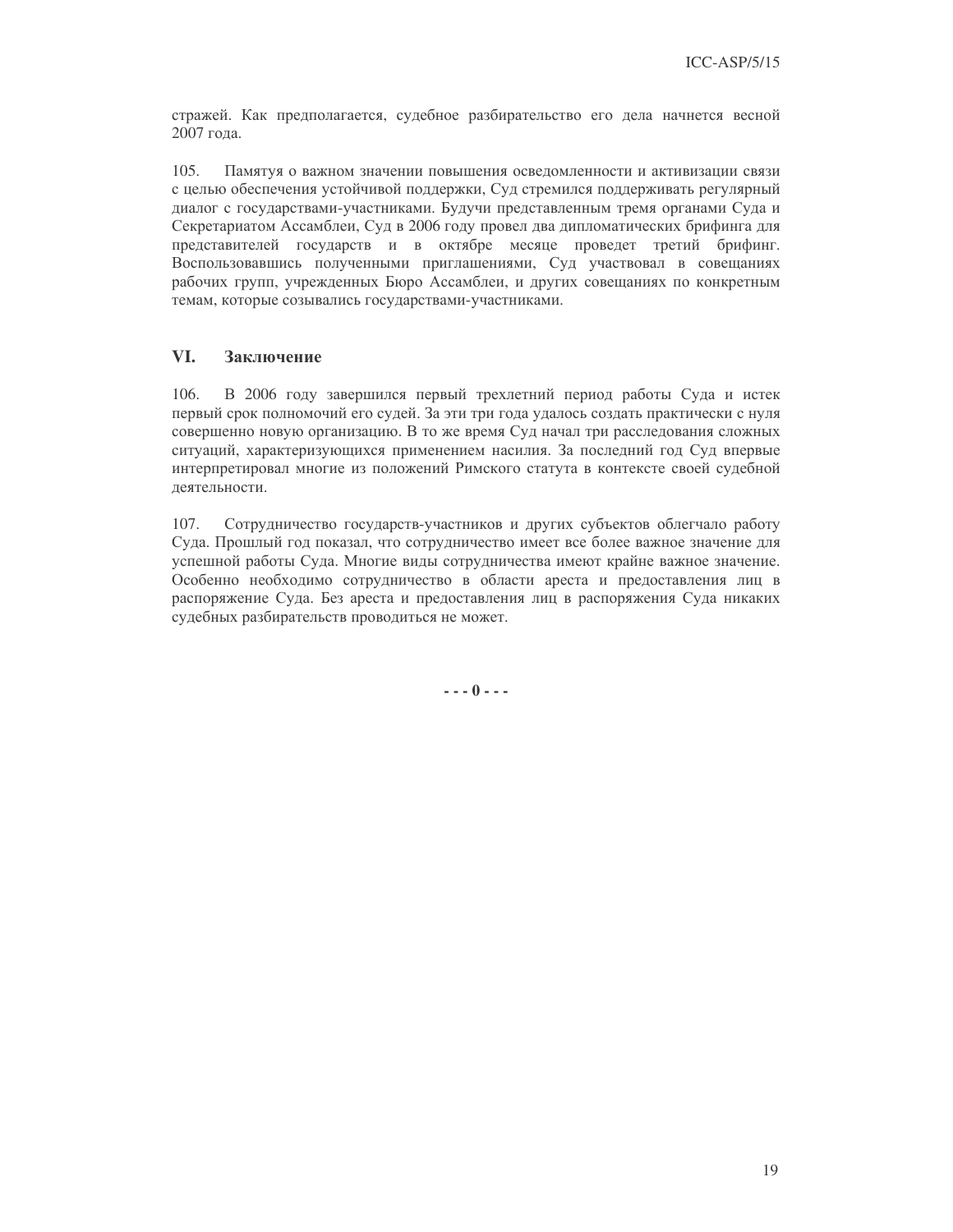стражей. Как предполагается, судебное разбирательство его дела начнется весной 2007 года.

105. Памятуя о важном значении повышения осведомленности и активизации связи с целью обеспечения устойчивой поддержки, Суд стремился поддерживать регулярный диалог с государствами-участниками. Будучи представленным тремя органами Суда и Секретариатом Ассамблеи, Суд в 2006 году провел два дипломатических брифинга для представителей государств и в октябре месяце проведет третий брифинг. Воспользовавшись полученными приглашениями, Суд участвовал в совещаниях рабочих групп, учрежденных Бюро Ассамблеи, и других совещаниях по конкретным темам, которые созывались государствами-участниками.

## VI. Заключение

106. В 2006 году завершился первый трехлетний период работы Суда и истек первый срок полномочий его судей. За эти три года удалось создать практически с нуля совершенно новую организацию. В то же время Суд начал три расследования сложных ситуаций, характеризующихся применением насилия. За последний год Суд впервые интерпретировал многие из положений Римского статута в контексте своей судебной деятельности.

107. Сотрудничество государств-участников и других субъектов облегчало работу Суда. Прошлый год показал, что сотрудничество имеет все более важное значение для успешной работы Суда. Многие виды сотрудничества имеют крайне важное значение. Особенно необходимо сотрудничество в области ареста и предоставления лиц в распоряжение Суда. Без ареста и предоставления лиц в распоряжения Суда никаких судебных разбирательств проводиться не может.

**- - - 0 - - -**